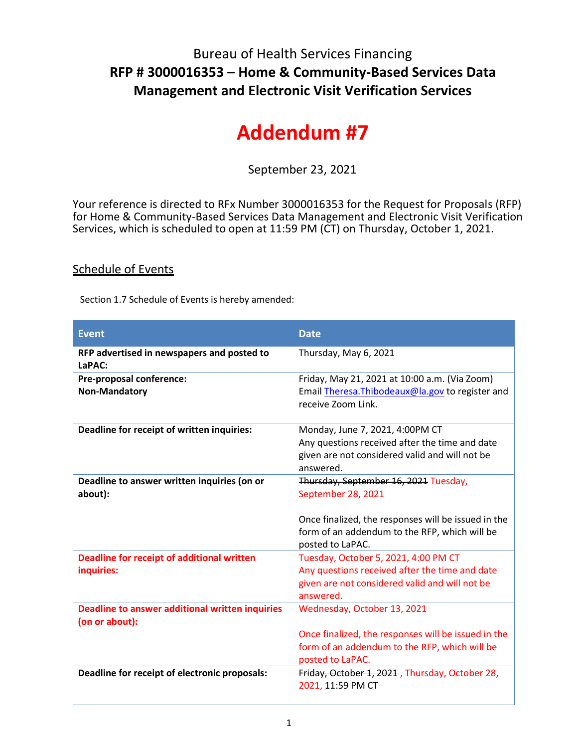Bureau of Health Services Financing

**RFP # 3000016353 – Home & Community-Based Services Data Management and Electronic Visit Verification Services**

# Addendum #7

September 23, 2021

Your reference is directed to RFx Number 3000016353 for the Request for Proposals (RFP) for Home & Community-Based Services Data Management and Electronic Visit Verification Services, which is scheduled to open at 11:59 PM (CT) on Thursday, October 1, 2021.

## Schedule of Events

Section 1.7 Schedule of Events is hereby amended:

| Event | Date |
| --- | --- |
| **RFP advertised in newspapers and posted to LaPAC:** | Thursday, May 6, 2021 |
| **Pre-proposal conference: Non-Mandatory** | Friday, May 21, 2021 at 10:00 a.m. (Via Zoom) Email Theresa.Thibodeaux@la.gov to register and receive Zoom Link. |
| **Deadline for receipt of written inquiries:** | Monday, June 7, 2021, 4:00PM CT Any questions received after the time and date given are not considered valid and will not be answered. |
| **Deadline to answer written inquiries (on or about):** | ~~Thursday, September 16, 2021~~ Tuesday, September 28, 2021<br><br>Once finalized, the responses will be issued in the form of an addendum to the RFP, which will be posted to LaPAC. |
| **Deadline for receipt of additional written inquiries:** | Tuesday, October 5, 2021, 4:00 PM CT Any questions received after the time and date given are not considered valid and will not be answered. |
| **Deadline to answer additional written inquiries (on or about):** | Wednesday, October 13, 2021<br><br>Once finalized, the responses will be issued in the form of an addendum to the RFP, which will be posted to LaPAC. |
| **Deadline for receipt of electronic proposals:** | ~~Friday, October 1, 2021~~ , Thursday, October 28, 2021, 11:59 PM CT |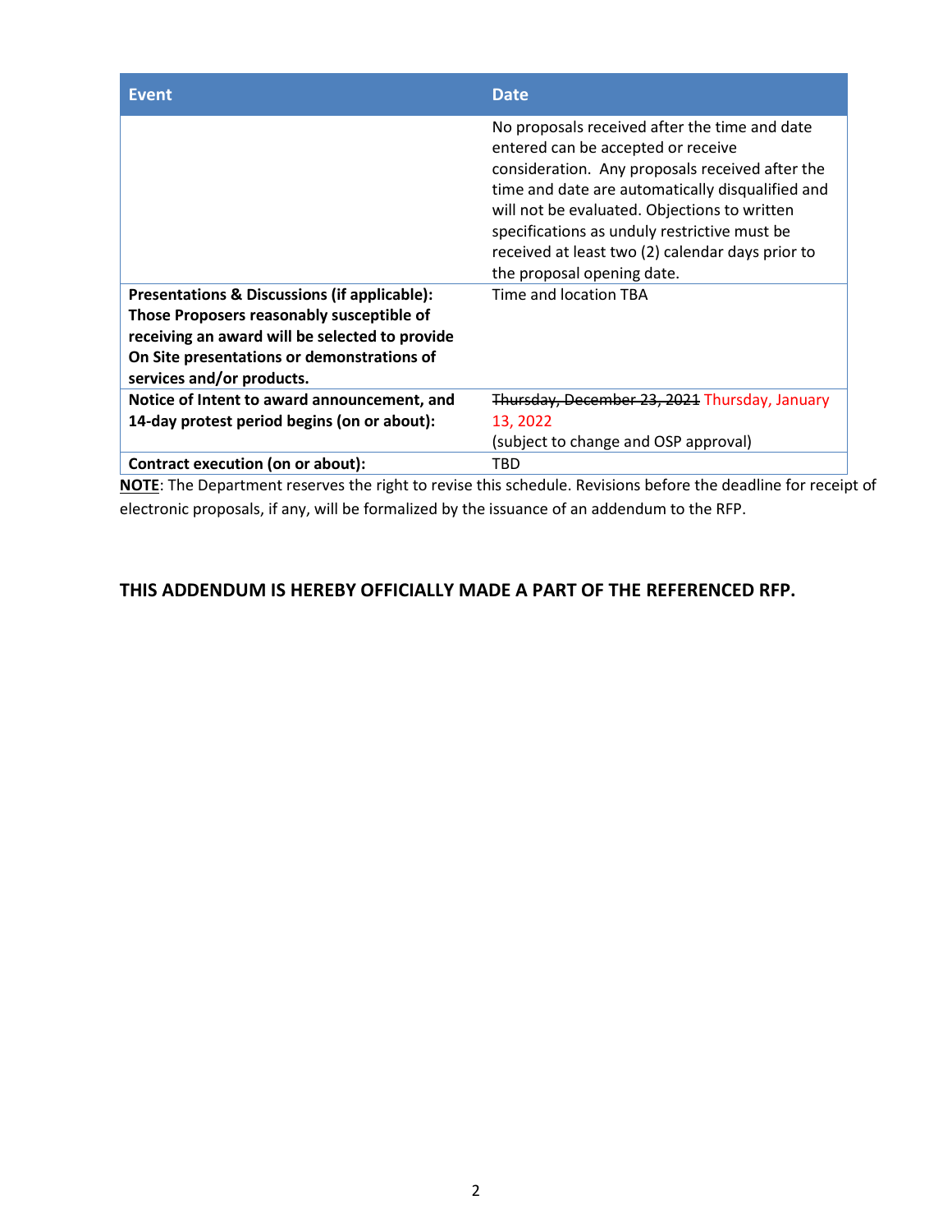| Event | Date |
|---|---|
| | No proposals received after the time and date entered can be accepted or receive consideration. Any proposals received after the time and date are automatically disqualified and will not be evaluated. Objections to written specifications as unduly restrictive must be received at least two (2) calendar days prior to the proposal opening date. |
| **Presentations & Discussions (if applicable): Those Proposers reasonably susceptible of receiving an award will be selected to provide On Site presentations or demonstrations of services and/or products.** | Time and location TBA |
| **Notice of Intent to award announcement, and 14-day protest period begins (on or about):** | ~~Thursday, December 23, 2021~~ Thursday, January 13, 2022 (subject to change and OSP approval) |
| **Contract execution (on or about):** | TBD |

**NOTE**: The Department reserves the right to revise this schedule. Revisions before the deadline for receipt of electronic proposals, if any, will be formalized by the issuance of an addendum to the RFP.

**THIS ADDENDUM IS HEREBY OFFICIALLY MADE A PART OF THE REFERENCED RFP.**